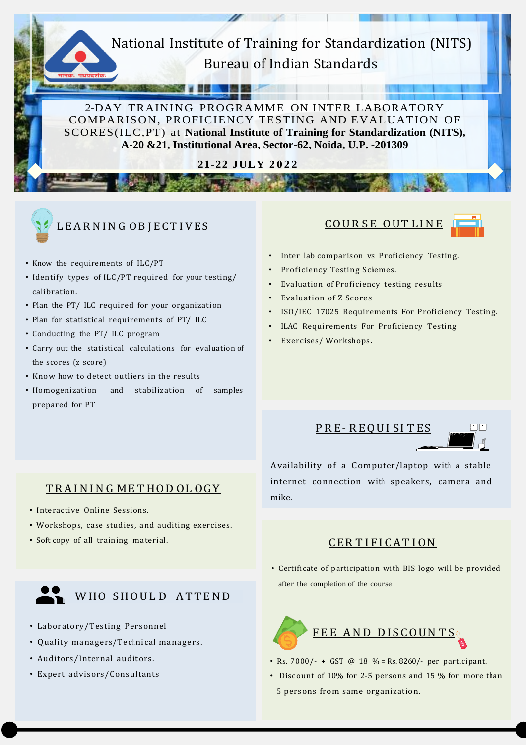# National Institute of Training for Standardization (NITS)

## Bureau of Indian Standards

मानकः पथप्रदर्शकः

2-DAY TRAINING PROGRAMME ON INTER LABORATORY COMPARISON, PROFICIENCY TESTING AND EVALUATION OF SCORES(ILC,PT) at **National Institute of Training for Standardization (NITS), A-20 &21, Institutional Area, Sector-62, Noida, U.P. -201309**

**21-22 JULY 2022**

## LEARNING OBJECTIVES

- Know the requirements of ILC/PT
- Identify types of ILC/PT required for your testing/ calibration.
- Plan the PT/ ILC required for your organization
- Plan for statistical requirements of PT/ ILC
- Conducting the PT/ ILC program
- Carry out the statistical calculations for evaluation of the scores (z score)
- Know how to detect outliers in the results
- Homogenization and stabilization of samples prepared for PT

## TRAINING METHODOLOGY

- Interactive Online Sessions.
- Workshops, case studies, and auditing exercises.
- Soft copy of all training material.

## WHO SHOULD ATTEND

- Laboratory/Testing Personnel
- Quality managers/Technical managers.
- Auditors/Internal auditors.
- Expert advisors/Consultants

## COURSE OUTLINE

- Inter lab comparison vs Proficiency Testing.
- Proficiency Testing Schemes.
- Evaluation of Proficiency testing results
- Evaluation of Z Scores
- ISO/IEC 17025 Requirements For Proficiency Testing.
- ILAC Requirements For Proficiency Testing
- Exercises/ Workshops.

## PRE-REQUISITES

Availability of a Computer/laptop with a stable internet connection with speakers, camera and mike.

## CERTIFICATION

- Certificate of participation with BIS logo will be provided after the completion of the course

## FEE AND DISCOUNTS

- Rs. 7000/- + GST @ 18 % = Rs. 8260/- per participant.
- Discount of 10% for 2-5 persons and 15 % for more than 5 persons from same organization.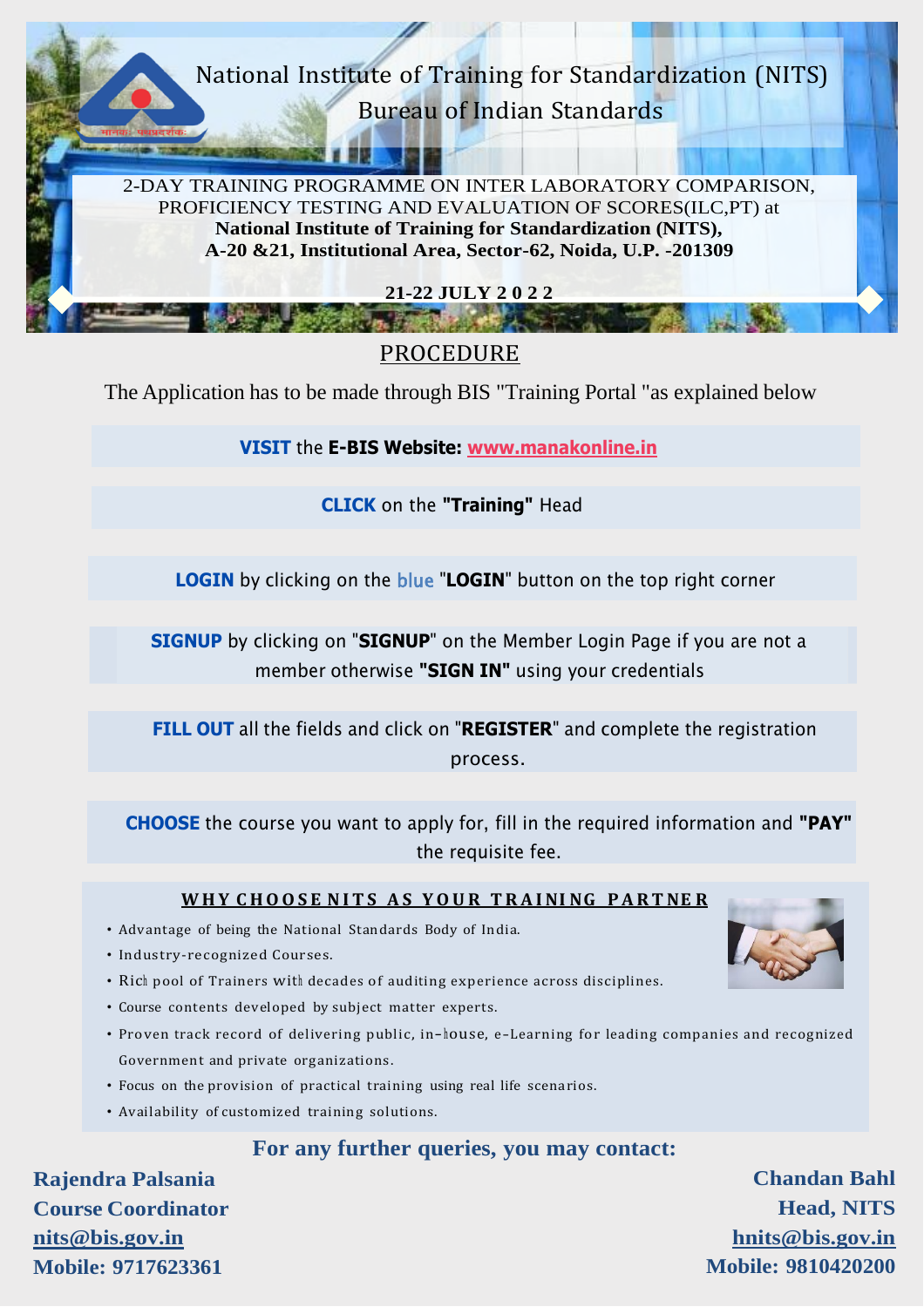# National Institute of Training for Standardization (NITS)

## Bureau of Indian Standards

2-DAY TRAINING PROGRAMME ON INTER LABORATORY COMPARISON, PROFICIENCY TESTING AND EVALUATION OF SCORES(ILC,PT) at
**National Institute of Training for Standardization (NITS),**
**A-20 &21, Institutional Area, Sector-62, Noida, U.P. -201309**

**21-22 JULY 2 0 2 2**

## PROCEDURE

The Application has to be made through BIS "Training Portal "as explained below

**VISIT** the **E-BIS Website: www.manakonline.in**

**CLICK** on the **"Training"** Head

**LOGIN** by clicking on the blue "**LOGIN**" button on the top right corner

**SIGNUP** by clicking on "**SIGNUP**" on the Member Login Page if you are not a member otherwise **"SIGN IN"** using your credentials

**FILL OUT** all the fields and click on "**REGISTER**" and complete the registration process.

**CHOOSE** the course you want to apply for, fill in the required information and **"PAY"** the requisite fee.

### WHY CHOOSE NITS AS YOUR TRAINING PARTNER

- Advantage of being the National Standards Body of India.
- Industry-recognized Courses.
- Rich pool of Trainers with decades of auditing experience across disciplines.
- Course contents developed by subject matter experts.
- Proven track record of delivering public, in-house, e-Learning for leading companies and recognized Government and private organizations.
- Focus on the provision of practical training using real life scenarios.
- Availability of customized training solutions.

**For any further queries, you may contact:**

**Rajendra Palsania**
**Course Coordinator**
**nits@bis.gov.in**
**Mobile: 9717623361**

**Chandan Bahl**
**Head, NITS**
**hnits@bis.gov.in**
**Mobile: 9810420200**